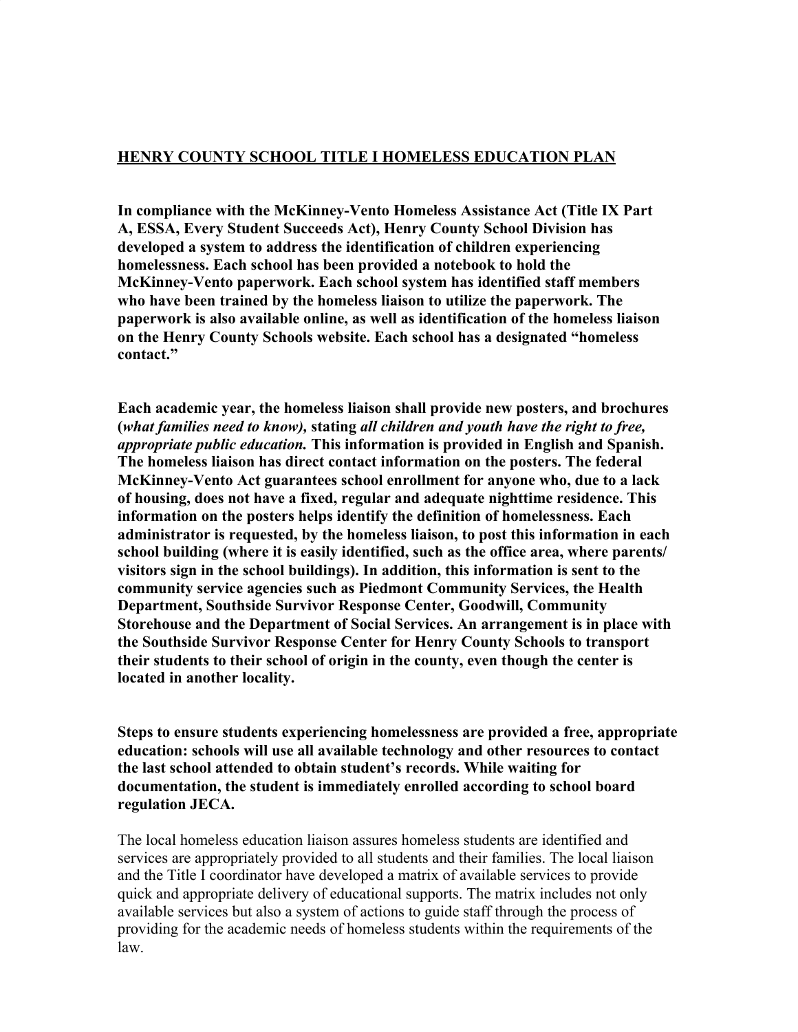# HENRY COUNTY SCHOOL TITLE I HOMELESS EDUCATION PLAN

**In compliance with the McKinney-Vento Homeless Assistance Act (Title IX Part A, ESSA, Every Student Succeeds Act), Henry County School Division has developed a system to address the identification of children experiencing homelessness. Each school has been provided a notebook to hold the McKinney-Vento paperwork. Each school system has identified staff members who have been trained by the homeless liaison to utilize the paperwork. The paperwork is also available online, as well as identification of the homeless liaison on the Henry County Schools website. Each school has a designated "homeless contact."**

**Each academic year, the homeless liaison shall provide new posters, and brochures (*what families need to know),* stating *all children and youth have the right to free, appropriate public education.* This information is provided in English and Spanish. The homeless liaison has direct contact information on the posters. The federal McKinney-Vento Act guarantees school enrollment for anyone who, due to a lack of housing, does not have a fixed, regular and adequate nighttime residence. This information on the posters helps identify the definition of homelessness. Each administrator is requested, by the homeless liaison, to post this information in each school building (where it is easily identified, such as the office area, where parents/ visitors sign in the school buildings). In addition, this information is sent to the community service agencies such as Piedmont Community Services, the Health Department, Southside Survivor Response Center, Goodwill, Community Storehouse and the Department of Social Services. An arrangement is in place with the Southside Survivor Response Center for Henry County Schools to transport their students to their school of origin in the county, even though the center is located in another locality.**

**Steps to ensure students experiencing homelessness are provided a free, appropriate education: schools will use all available technology and other resources to contact the last school attended to obtain student's records. While waiting for documentation, the student is immediately enrolled according to school board regulation JECA.**

The local homeless education liaison assures homeless students are identified and services are appropriately provided to all students and their families. The local liaison and the Title I coordinator have developed a matrix of available services to provide quick and appropriate delivery of educational supports. The matrix includes not only available services but also a system of actions to guide staff through the process of providing for the academic needs of homeless students within the requirements of the law.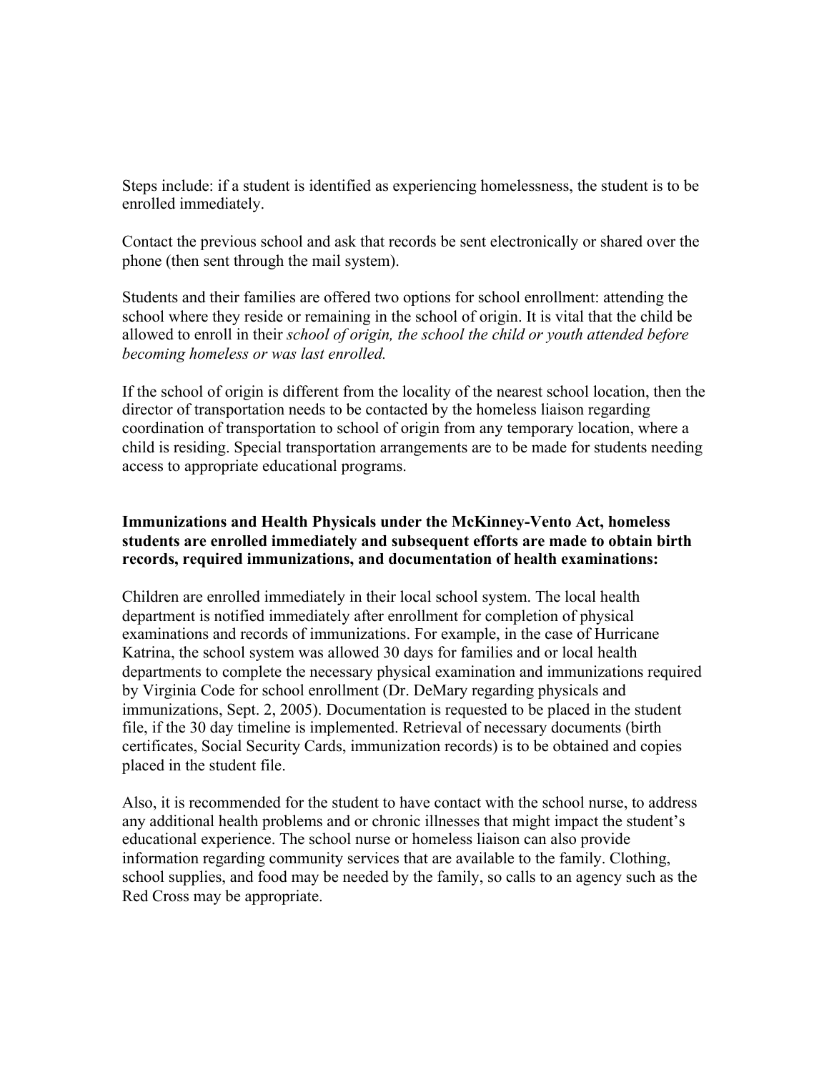Steps include: if a student is identified as experiencing homelessness, the student is to be enrolled immediately.

Contact the previous school and ask that records be sent electronically or shared over the phone (then sent through the mail system).

Students and their families are offered two options for school enrollment: attending the school where they reside or remaining in the school of origin. It is vital that the child be allowed to enroll in their *school of origin, the school the child or youth attended before becoming homeless or was last enrolled.*

If the school of origin is different from the locality of the nearest school location, then the director of transportation needs to be contacted by the homeless liaison regarding coordination of transportation to school of origin from any temporary location, where a child is residing. Special transportation arrangements are to be made for students needing access to appropriate educational programs.

**Immunizations and Health Physicals under the McKinney-Vento Act, homeless students are enrolled immediately and subsequent efforts are made to obtain birth records, required immunizations, and documentation of health examinations:**

Children are enrolled immediately in their local school system. The local health department is notified immediately after enrollment for completion of physical examinations and records of immunizations. For example, in the case of Hurricane Katrina, the school system was allowed 30 days for families and or local health departments to complete the necessary physical examination and immunizations required by Virginia Code for school enrollment (Dr. DeMary regarding physicals and immunizations, Sept. 2, 2005). Documentation is requested to be placed in the student file, if the 30 day timeline is implemented. Retrieval of necessary documents (birth certificates, Social Security Cards, immunization records) is to be obtained and copies placed in the student file.

Also, it is recommended for the student to have contact with the school nurse, to address any additional health problems and or chronic illnesses that might impact the student's educational experience. The school nurse or homeless liaison can also provide information regarding community services that are available to the family. Clothing, school supplies, and food may be needed by the family, so calls to an agency such as the Red Cross may be appropriate.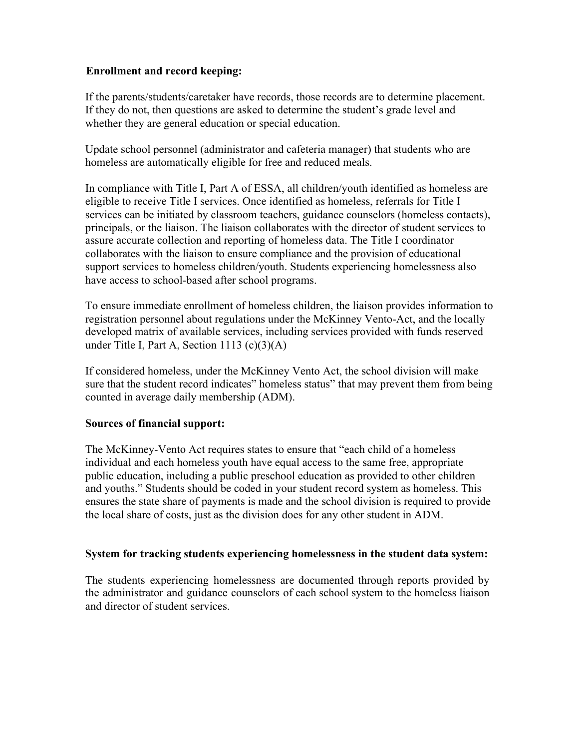**Enrollment and record keeping:**

If the parents/students/caretaker have records, those records are to determine placement. If they do not, then questions are asked to determine the student's grade level and whether they are general education or special education.

Update school personnel (administrator and cafeteria manager) that students who are homeless are automatically eligible for free and reduced meals.

In compliance with Title I, Part A of ESSA, all children/youth identified as homeless are eligible to receive Title I services. Once identified as homeless, referrals for Title I services can be initiated by classroom teachers, guidance counselors (homeless contacts), principals, or the liaison. The liaison collaborates with the director of student services to assure accurate collection and reporting of homeless data. The Title I coordinator collaborates with the liaison to ensure compliance and the provision of educational support services to homeless children/youth. Students experiencing homelessness also have access to school-based after school programs.

To ensure immediate enrollment of homeless children, the liaison provides information to registration personnel about regulations under the McKinney Vento-Act, and the locally developed matrix of available services, including services provided with funds reserved under Title I, Part A, Section 1113 (c)(3)(A)

If considered homeless, under the McKinney Vento Act, the school division will make sure that the student record indicates" homeless status" that may prevent them from being counted in average daily membership (ADM).

**Sources of financial support:**

The McKinney-Vento Act requires states to ensure that "each child of a homeless individual and each homeless youth have equal access to the same free, appropriate public education, including a public preschool education as provided to other children and youths." Students should be coded in your student record system as homeless. This ensures the state share of payments is made and the school division is required to provide the local share of costs, just as the division does for any other student in ADM.

**System for tracking students experiencing homelessness in the student data system:**

The students experiencing homelessness are documented through reports provided by the administrator and guidance counselors of each school system to the homeless liaison and director of student services.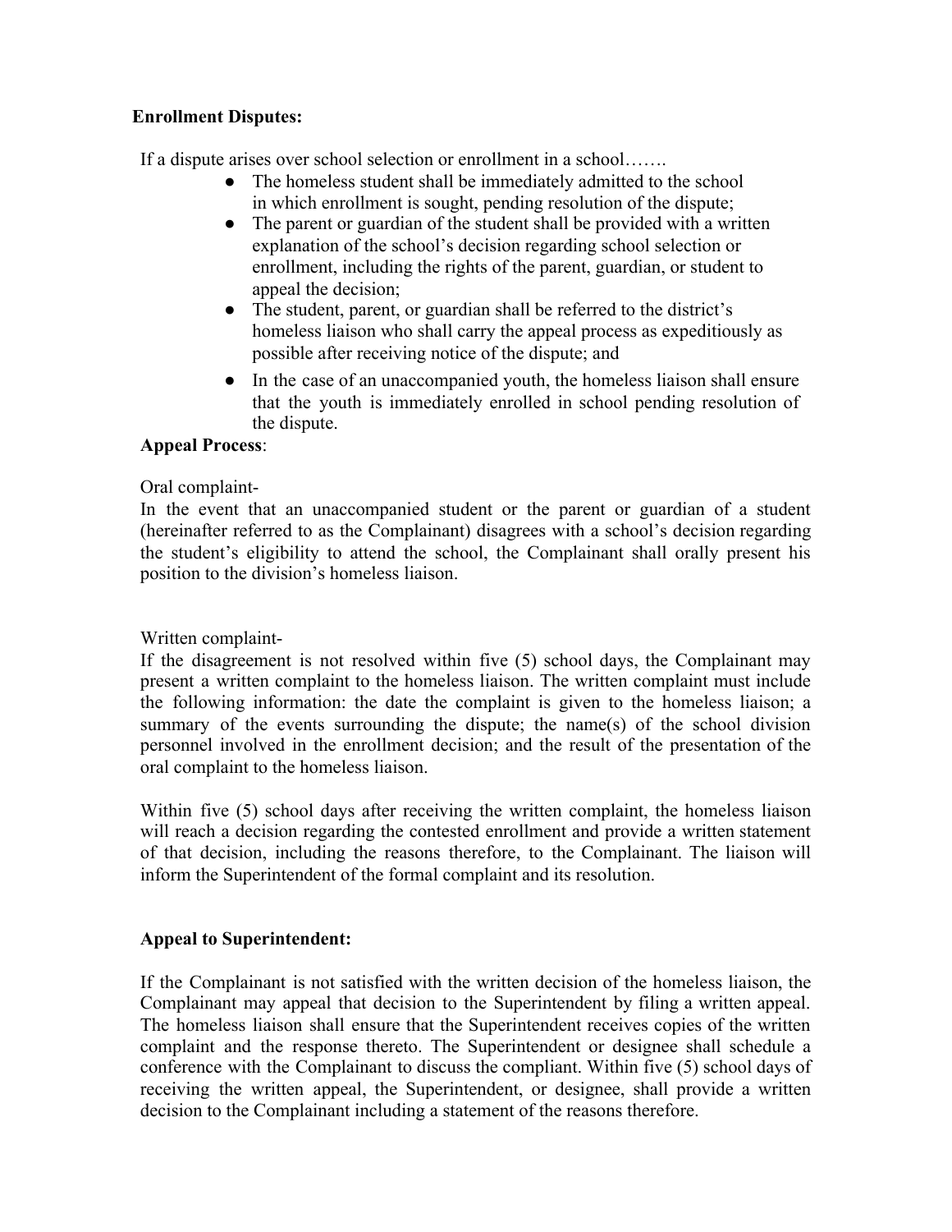**Enrollment Disputes:**

If a dispute arises over school selection or enrollment in a school…….

- The homeless student shall be immediately admitted to the school in which enrollment is sought, pending resolution of the dispute;
- The parent or guardian of the student shall be provided with a written explanation of the school's decision regarding school selection or enrollment, including the rights of the parent, guardian, or student to appeal the decision;
- The student, parent, or guardian shall be referred to the district's homeless liaison who shall carry the appeal process as expeditiously as possible after receiving notice of the dispute; and
- In the case of an unaccompanied youth, the homeless liaison shall ensure that the youth is immediately enrolled in school pending resolution of the dispute.

**Appeal Process**:

Oral complaint-

In the event that an unaccompanied student or the parent or guardian of a student (hereinafter referred to as the Complainant) disagrees with a school's decision regarding the student's eligibility to attend the school, the Complainant shall orally present his position to the division's homeless liaison.

Written complaint-

If the disagreement is not resolved within five (5) school days, the Complainant may present a written complaint to the homeless liaison. The written complaint must include the following information: the date the complaint is given to the homeless liaison; a summary of the events surrounding the dispute; the name(s) of the school division personnel involved in the enrollment decision; and the result of the presentation of the oral complaint to the homeless liaison.

Within five (5) school days after receiving the written complaint, the homeless liaison will reach a decision regarding the contested enrollment and provide a written statement of that decision, including the reasons therefore, to the Complainant. The liaison will inform the Superintendent of the formal complaint and its resolution.

**Appeal to Superintendent:**

If the Complainant is not satisfied with the written decision of the homeless liaison, the Complainant may appeal that decision to the Superintendent by filing a written appeal. The homeless liaison shall ensure that the Superintendent receives copies of the written complaint and the response thereto. The Superintendent or designee shall schedule a conference with the Complainant to discuss the compliant. Within five (5) school days of receiving the written appeal, the Superintendent, or designee, shall provide a written decision to the Complainant including a statement of the reasons therefore.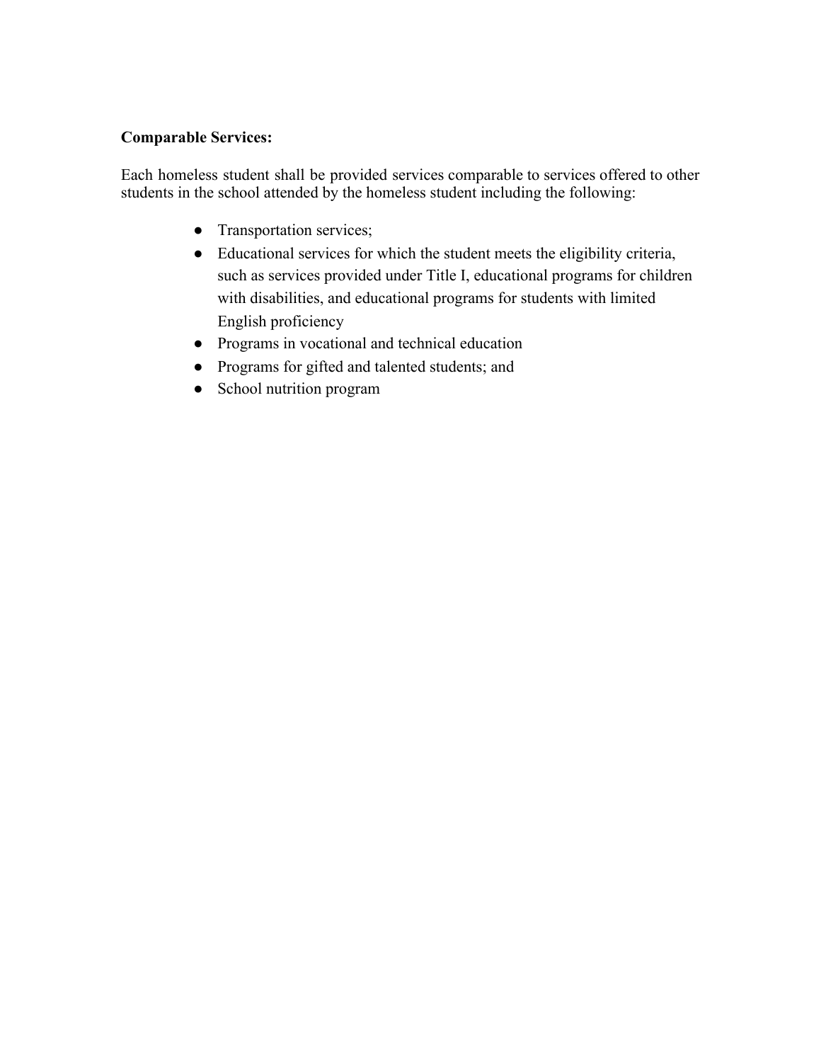**Comparable Services:**

Each homeless student shall be provided services comparable to services offered to other students in the school attended by the homeless student including the following:

- Transportation services;
- Educational services for which the student meets the eligibility criteria, such as services provided under Title I, educational programs for children with disabilities, and educational programs for students with limited English proficiency
- Programs in vocational and technical education
- Programs for gifted and talented students; and
- School nutrition program